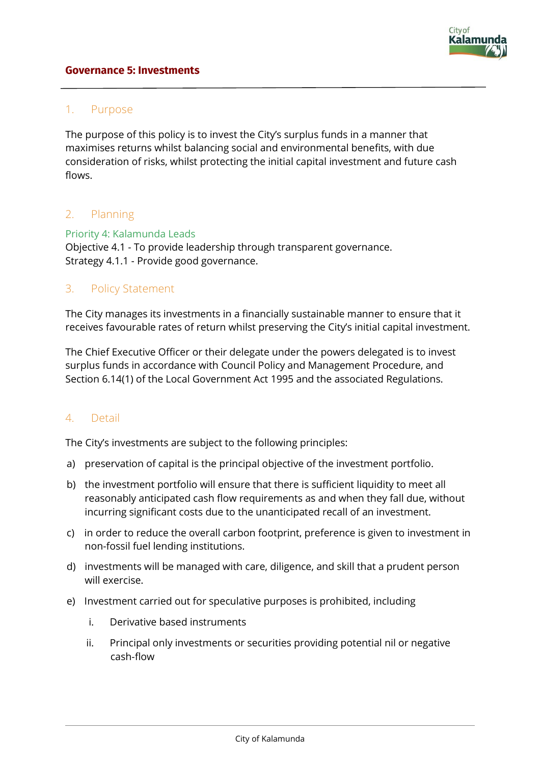# Governance 5: Investments

## 1. Purpose

The purpose of this policy is to invest the City's surplus funds in a manner that maximises returns whilst balancing social and environmental benefits, with due consideration of risks, whilst protecting the initial capital investment and future cash flows.

## 2. Planning

### Priority 4: Kalamunda Leads

Objective 4.1 - To provide leadership through transparent governance.
Strategy 4.1.1 - Provide good governance.

## 3. Policy Statement

The City manages its investments in a financially sustainable manner to ensure that it receives favourable rates of return whilst preserving the City's initial capital investment.

The Chief Executive Officer or their delegate under the powers delegated is to invest surplus funds in accordance with Council Policy and Management Procedure, and Section 6.14(1) of the Local Government Act 1995 and the associated Regulations.

## 4. Detail

The City's investments are subject to the following principles:

a) preservation of capital is the principal objective of the investment portfolio.

b) the investment portfolio will ensure that there is sufficient liquidity to meet all reasonably anticipated cash flow requirements as and when they fall due, without incurring significant costs due to the unanticipated recall of an investment.

c) in order to reduce the overall carbon footprint, preference is given to investment in non-fossil fuel lending institutions.

d) investments will be managed with care, diligence, and skill that a prudent person will exercise.

e) Investment carried out for speculative purposes is prohibited, including

   i. Derivative based instruments

   ii. Principal only investments or securities providing potential nil or negative cash-flow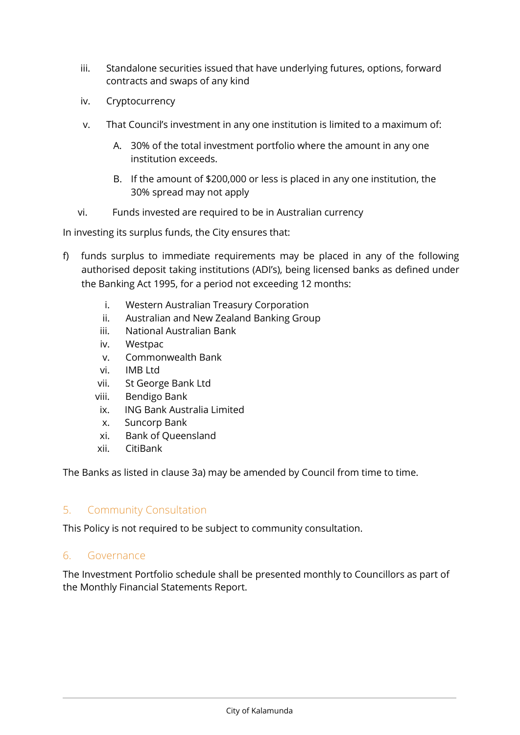iii. Standalone securities issued that have underlying futures, options, forward contracts and swaps of any kind

iv. Cryptocurrency

v. That Council's investment in any one institution is limited to a maximum of:

   A. 30% of the total investment portfolio where the amount in any one institution exceeds.

   B. If the amount of $200,000 or less is placed in any one institution, the 30% spread may not apply

vi. Funds invested are required to be in Australian currency

In investing its surplus funds, the City ensures that:

f) funds surplus to immediate requirements may be placed in any of the following authorised deposit taking institutions (ADI's), being licensed banks as defined under the Banking Act 1995, for a period not exceeding 12 months:

   i. Western Australian Treasury Corporation
   ii. Australian and New Zealand Banking Group
   iii. National Australian Bank
   iv. Westpac
   v. Commonwealth Bank
   vi. IMB Ltd
   vii. St George Bank Ltd
   viii. Bendigo Bank
   ix. ING Bank Australia Limited
   x. Suncorp Bank
   xi. Bank of Queensland
   xii. CitiBank

The Banks as listed in clause 3a) may be amended by Council from time to time.

## 5. Community Consultation

This Policy is not required to be subject to community consultation.

## 6. Governance

The Investment Portfolio schedule shall be presented monthly to Councillors as part of the Monthly Financial Statements Report.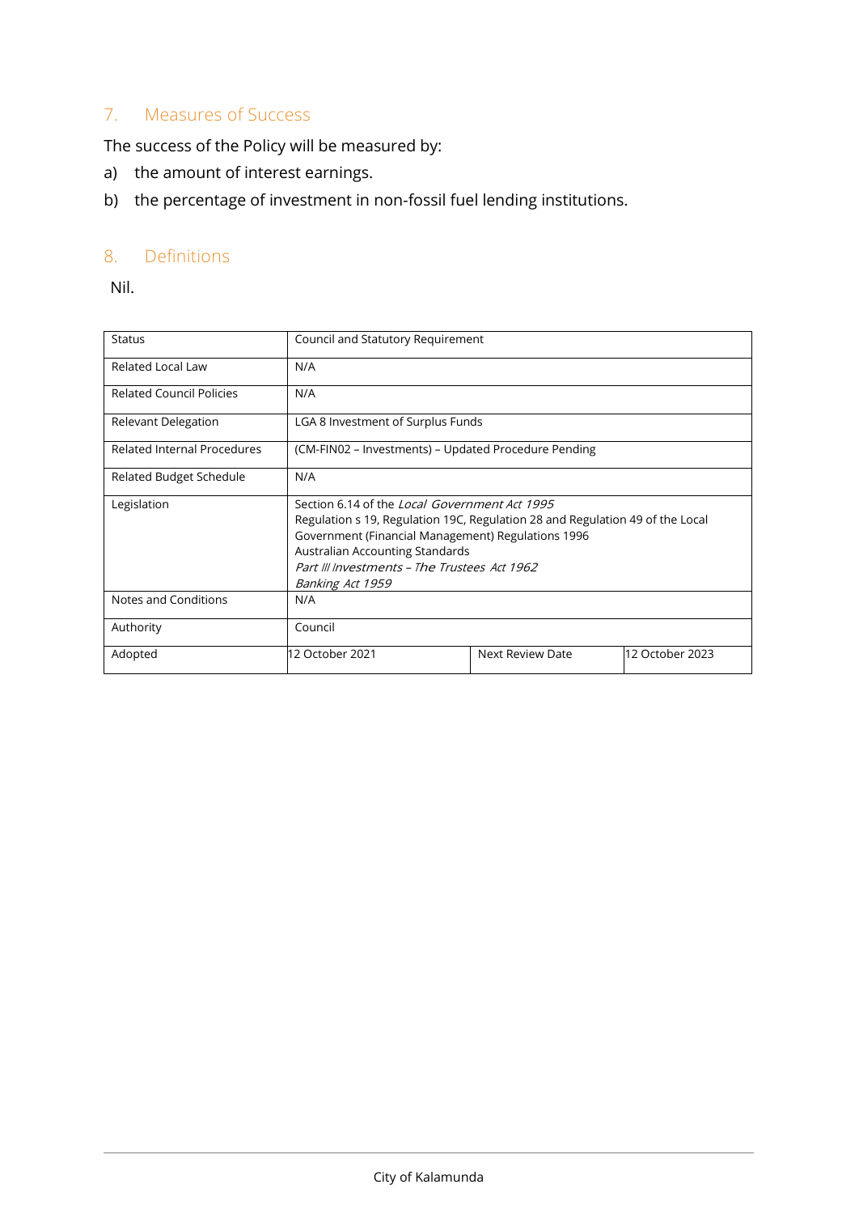## 7. Measures of Success

The success of the Policy will be measured by:

a) the amount of interest earnings.

b) the percentage of investment in non-fossil fuel lending institutions.

## 8. Definitions

Nil.

| | | | |
|---|---|---|---|
| Status | Council and Statutory Requirement | | |
| Related Local Law | N/A | | |
| Related Council Policies | N/A | | |
| Relevant Delegation | LGA 8 Investment of Surplus Funds | | |
| Related Internal Procedures | (CM-FIN02 – Investments) – Updated Procedure Pending | | |
| Related Budget Schedule | N/A | | |
| Legislation | Section 6.14 of the *Local Government Act 1995*<br>Regulation s 19, Regulation 19C, Regulation 28 and Regulation 49 of the Local Government (Financial Management) Regulations 1996<br>Australian Accounting Standards<br>*Part III Investments – The Trustees Act 1962*<br>*Banking Act 1959* | | |
| Notes and Conditions | N/A | | |
| Authority | Council | | |
| Adopted | 12 October 2021 | Next Review Date | 12 October 2023 |